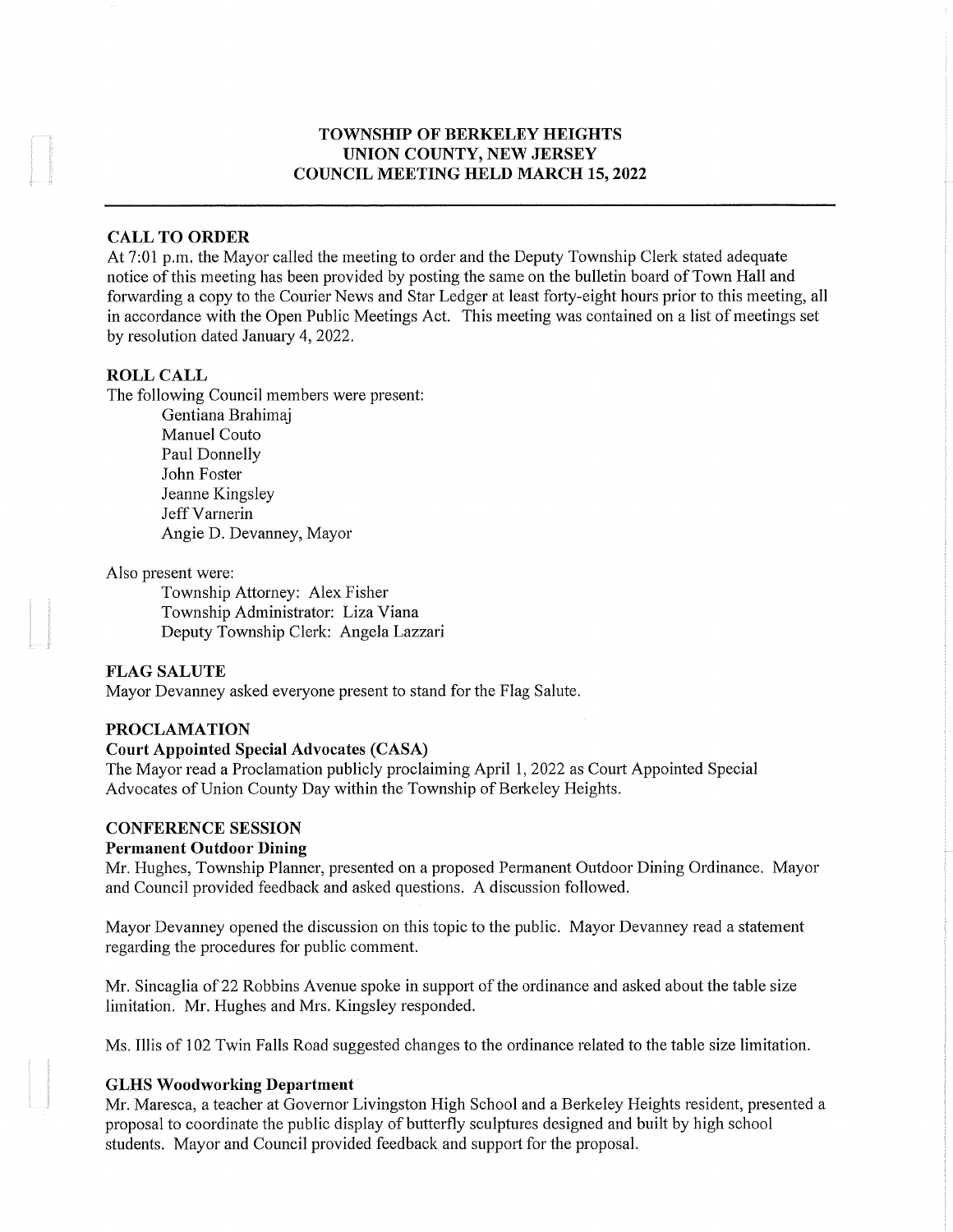# TOWNSHIP OF BERKELEY HEIGHTS
# UNION COUNTY, NEW JERSEY
# COUNCIL MEETING HELD MARCH 15, 2022

---

## CALL TO ORDER

At 7:01 p.m. the Mayor called the meeting to order and the Deputy Township Clerk stated adequate notice of this meeting has been provided by posting the same on the bulletin board of Town Hall and forwarding a copy to the Courier News and Star Ledger at least forty-eight hours prior to this meeting, all in accordance with the Open Public Meetings Act. This meeting was contained on a list of meetings set by resolution dated January 4, 2022.

## ROLL CALL

The following Council members were present:

- Gentiana Brahimaj
- Manuel Couto
- Paul Donnelly
- John Foster
- Jeanne Kingsley
- Jeff Varnerin
- Angie D. Devanney, Mayor

Also present were:

- Township Attorney: Alex Fisher
- Township Administrator: Liza Viana
- Deputy Township Clerk: Angela Lazzari

## FLAG SALUTE

Mayor Devanney asked everyone present to stand for the Flag Salute.

## PROCLAMATION

### Court Appointed Special Advocates (CASA)

The Mayor read a Proclamation publicly proclaiming April 1, 2022 as Court Appointed Special Advocates of Union County Day within the Township of Berkeley Heights.

## CONFERENCE SESSION

### Permanent Outdoor Dining

Mr. Hughes, Township Planner, presented on a proposed Permanent Outdoor Dining Ordinance. Mayor and Council provided feedback and asked questions. A discussion followed.

Mayor Devanney opened the discussion on this topic to the public. Mayor Devanney read a statement regarding the procedures for public comment.

Mr. Sincaglia of 22 Robbins Avenue spoke in support of the ordinance and asked about the table size limitation. Mr. Hughes and Mrs. Kingsley responded.

Ms. Illis of 102 Twin Falls Road suggested changes to the ordinance related to the table size limitation.

### GLHS Woodworking Department

Mr. Maresca, a teacher at Governor Livingston High School and a Berkeley Heights resident, presented a proposal to coordinate the public display of butterfly sculptures designed and built by high school students. Mayor and Council provided feedback and support for the proposal.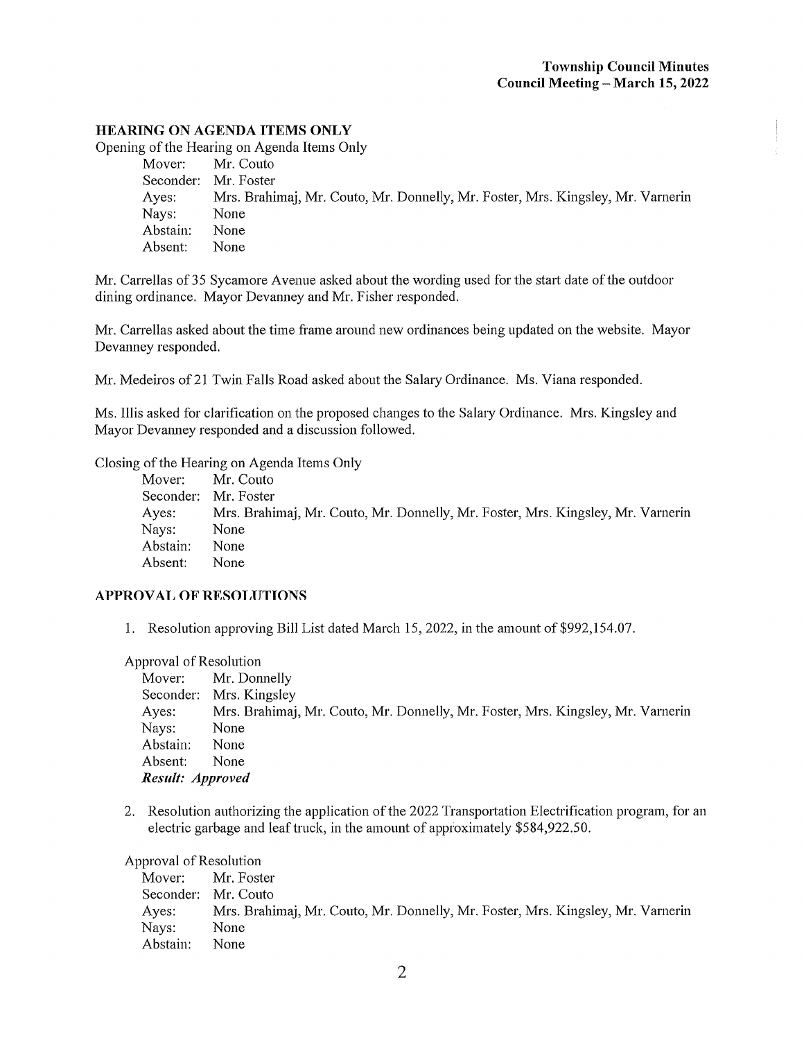## HEARING ON AGENDA ITEMS ONLY

Opening of the Hearing on Agenda Items Only

Mover: Mr. Couto
Seconder: Mr. Foster
Ayes: Mrs. Brahimaj, Mr. Couto, Mr. Donnelly, Mr. Foster, Mrs. Kingsley, Mr. Varnerin
Nays: None
Abstain: None
Absent: None

Mr. Carrellas of 35 Sycamore Avenue asked about the wording used for the start date of the outdoor dining ordinance. Mayor Devanney and Mr. Fisher responded.

Mr. Carrellas asked about the time frame around new ordinances being updated on the website. Mayor Devanney responded.

Mr. Medeiros of 21 Twin Falls Road asked about the Salary Ordinance. Ms. Viana responded.

Ms. Illis asked for clarification on the proposed changes to the Salary Ordinance. Mrs. Kingsley and Mayor Devanney responded and a discussion followed.

Closing of the Hearing on Agenda Items Only

Mover: Mr. Couto
Seconder: Mr. Foster
Ayes: Mrs. Brahimaj, Mr. Couto, Mr. Donnelly, Mr. Foster, Mrs. Kingsley, Mr. Varnerin
Nays: None
Abstain: None
Absent: None

## APPROVAL OF RESOLUTIONS

1. Resolution approving Bill List dated March 15, 2022, in the amount of $992,154.07.

Approval of Resolution

Mover: Mr. Donnelly
Seconder: Mrs. Kingsley
Ayes: Mrs. Brahimaj, Mr. Couto, Mr. Donnelly, Mr. Foster, Mrs. Kingsley, Mr. Varnerin
Nays: None
Abstain: None
Absent: None
***Result: Approved***

2. Resolution authorizing the application of the 2022 Transportation Electrification program, for an electric garbage and leaf truck, in the amount of approximately $584,922.50.

Approval of Resolution

Mover: Mr. Foster
Seconder: Mr. Couto
Ayes: Mrs. Brahimaj, Mr. Couto, Mr. Donnelly, Mr. Foster, Mrs. Kingsley, Mr. Varnerin
Nays: None
Abstain: None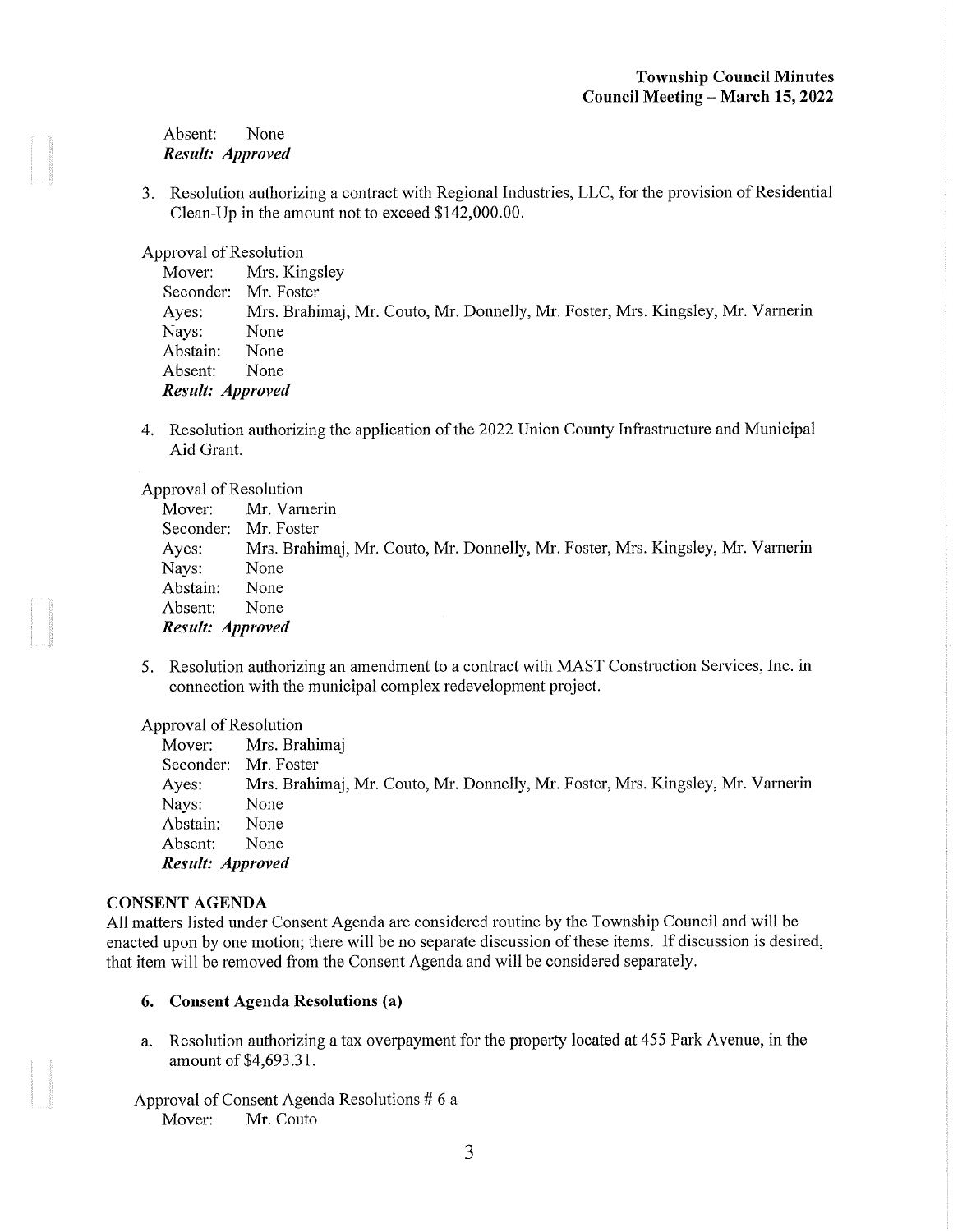Absent: None
***Result: Approved***

3. Resolution authorizing a contract with Regional Industries, LLC, for the provision of Residential Clean-Up in the amount not to exceed $142,000.00.

Approval of Resolution
Mover: Mrs. Kingsley
Seconder: Mr. Foster
Ayes: Mrs. Brahimaj, Mr. Couto, Mr. Donnelly, Mr. Foster, Mrs. Kingsley, Mr. Varnerin
Nays: None
Abstain: None
Absent: None
***Result: Approved***

4. Resolution authorizing the application of the 2022 Union County Infrastructure and Municipal Aid Grant.

Approval of Resolution
Mover: Mr. Varnerin
Seconder: Mr. Foster
Ayes: Mrs. Brahimaj, Mr. Couto, Mr. Donnelly, Mr. Foster, Mrs. Kingsley, Mr. Varnerin
Nays: None
Abstain: None
Absent: None
***Result: Approved***

5. Resolution authorizing an amendment to a contract with MAST Construction Services, Inc. in connection with the municipal complex redevelopment project.

Approval of Resolution
Mover: Mrs. Brahimaj
Seconder: Mr. Foster
Ayes: Mrs. Brahimaj, Mr. Couto, Mr. Donnelly, Mr. Foster, Mrs. Kingsley, Mr. Varnerin
Nays: None
Abstain: None
Absent: None
***Result: Approved***

**CONSENT AGENDA**

All matters listed under Consent Agenda are considered routine by the Township Council and will be enacted upon by one motion; there will be no separate discussion of these items. If discussion is desired, that item will be removed from the Consent Agenda and will be considered separately.

**6. Consent Agenda Resolutions (a)**

a. Resolution authorizing a tax overpayment for the property located at 455 Park Avenue, in the amount of $4,693.31.

Approval of Consent Agenda Resolutions # 6 a
Mover: Mr. Couto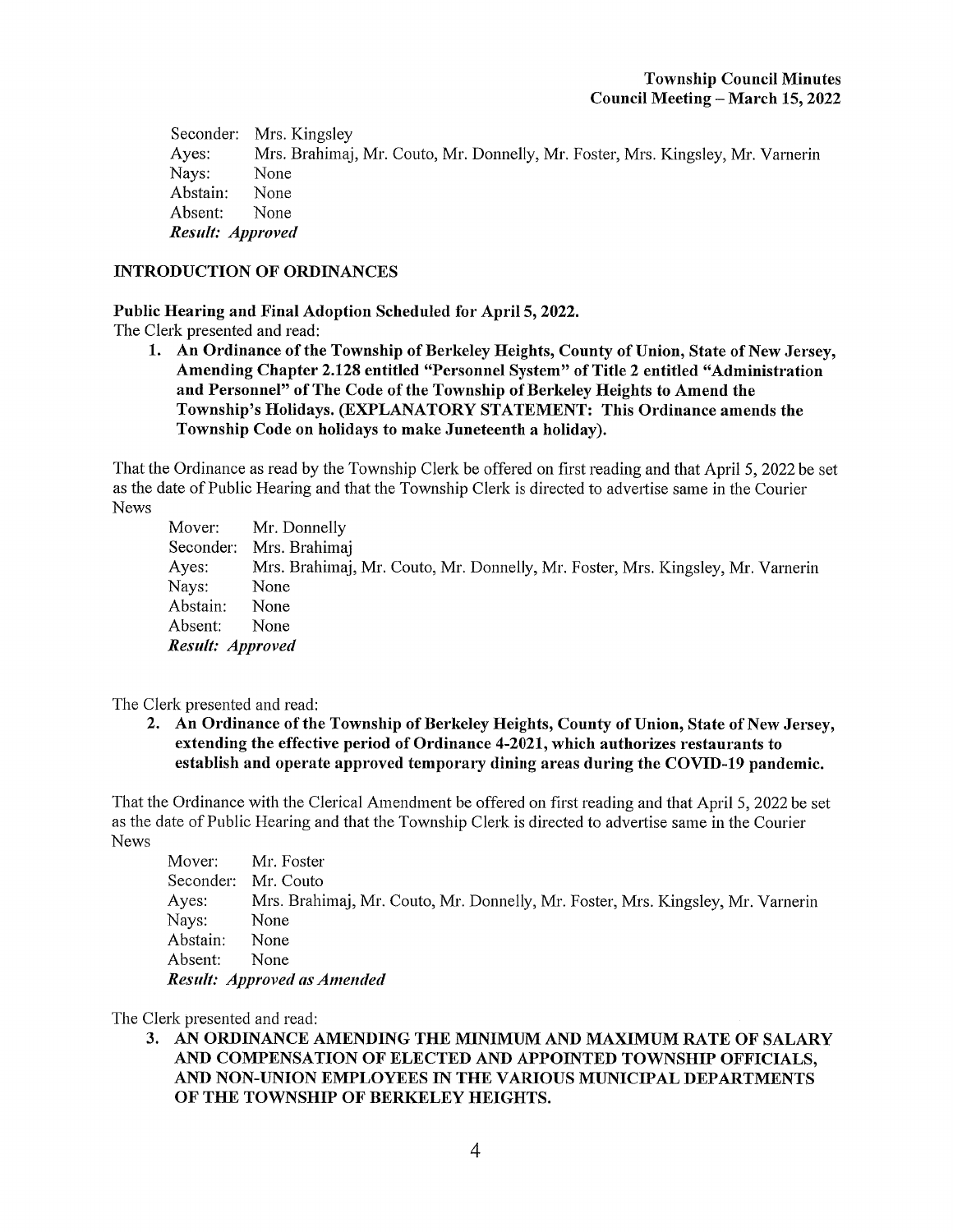Seconder: Mrs. Kingsley
Ayes: Mrs. Brahimaj, Mr. Couto, Mr. Donnelly, Mr. Foster, Mrs. Kingsley, Mr. Varnerin
Nays: None
Abstain: None
Absent: None
***Result: Approved***

**INTRODUCTION OF ORDINANCES**

**Public Hearing and Final Adoption Scheduled for April 5, 2022.**

The Clerk presented and read:

1. **An Ordinance of the Township of Berkeley Heights, County of Union, State of New Jersey, Amending Chapter 2.128 entitled "Personnel System" of Title 2 entitled "Administration and Personnel" of The Code of the Township of Berkeley Heights to Amend the Township's Holidays. (EXPLANATORY STATEMENT: This Ordinance amends the Township Code on holidays to make Juneteenth a holiday).**

That the Ordinance as read by the Township Clerk be offered on first reading and that April 5, 2022 be set as the date of Public Hearing and that the Township Clerk is directed to advertise same in the Courier News

Mover: Mr. Donnelly
Seconder: Mrs. Brahimaj
Ayes: Mrs. Brahimaj, Mr. Couto, Mr. Donnelly, Mr. Foster, Mrs. Kingsley, Mr. Varnerin
Nays: None
Abstain: None
Absent: None
***Result: Approved***

The Clerk presented and read:

2. **An Ordinance of the Township of Berkeley Heights, County of Union, State of New Jersey, extending the effective period of Ordinance 4-2021, which authorizes restaurants to establish and operate approved temporary dining areas during the COVID-19 pandemic.**

That the Ordinance with the Clerical Amendment be offered on first reading and that April 5, 2022 be set as the date of Public Hearing and that the Township Clerk is directed to advertise same in the Courier News

Mover: Mr. Foster
Seconder: Mr. Couto
Ayes: Mrs. Brahimaj, Mr. Couto, Mr. Donnelly, Mr. Foster, Mrs. Kingsley, Mr. Varnerin
Nays: None
Abstain: None
Absent: None
***Result: Approved as Amended***

The Clerk presented and read:

3. **AN ORDINANCE AMENDING THE MINIMUM AND MAXIMUM RATE OF SALARY AND COMPENSATION OF ELECTED AND APPOINTED TOWNSHIP OFFICIALS, AND NON-UNION EMPLOYEES IN THE VARIOUS MUNICIPAL DEPARTMENTS OF THE TOWNSHIP OF BERKELEY HEIGHTS.**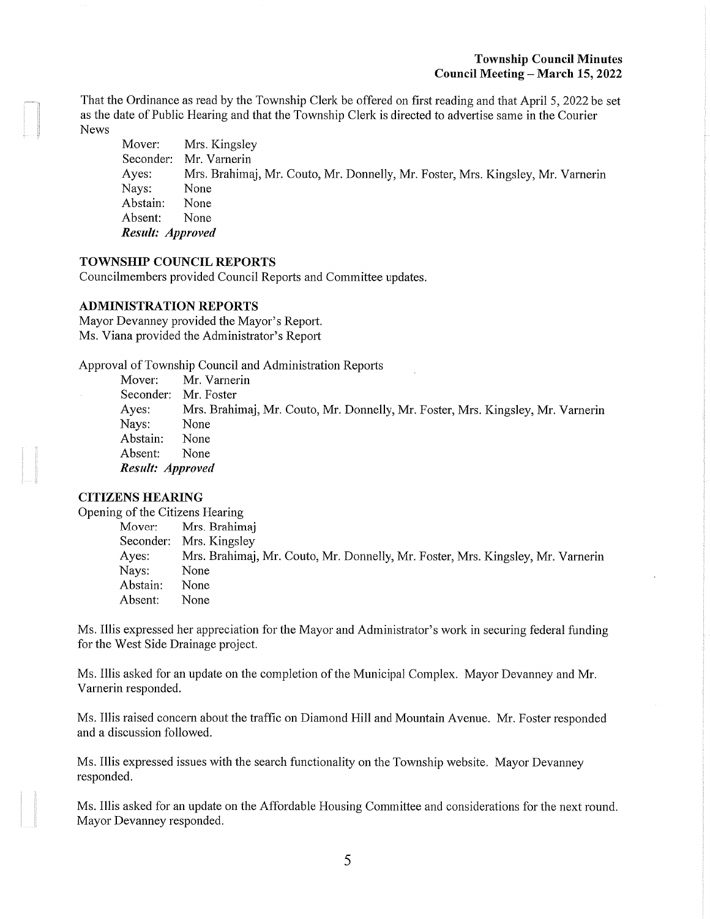That the Ordinance as read by the Township Clerk be offered on first reading and that April 5, 2022 be set as the date of Public Hearing and that the Township Clerk is directed to advertise same in the Courier News

Mover: Mrs. Kingsley
Seconder: Mr. Varnerin
Ayes: Mrs. Brahimaj, Mr. Couto, Mr. Donnelly, Mr. Foster, Mrs. Kingsley, Mr. Varnerin
Nays: None
Abstain: None
Absent: None
***Result: Approved***

## TOWNSHIP COUNCIL REPORTS

Councilmembers provided Council Reports and Committee updates.

## ADMINISTRATION REPORTS

Mayor Devanney provided the Mayor's Report.
Ms. Viana provided the Administrator's Report

Approval of Township Council and Administration Reports

Mover: Mr. Varnerin
Seconder: Mr. Foster
Ayes: Mrs. Brahimaj, Mr. Couto, Mr. Donnelly, Mr. Foster, Mrs. Kingsley, Mr. Varnerin
Nays: None
Abstain: None
Absent: None
***Result: Approved***

## CITIZENS HEARING

Opening of the Citizens Hearing

Mover: Mrs. Brahimaj
Seconder: Mrs. Kingsley
Ayes: Mrs. Brahimaj, Mr. Couto, Mr. Donnelly, Mr. Foster, Mrs. Kingsley, Mr. Varnerin
Nays: None
Abstain: None
Absent: None

Ms. Illis expressed her appreciation for the Mayor and Administrator's work in securing federal funding for the West Side Drainage project.

Ms. Illis asked for an update on the completion of the Municipal Complex. Mayor Devanney and Mr. Varnerin responded.

Ms. Illis raised concern about the traffic on Diamond Hill and Mountain Avenue. Mr. Foster responded and a discussion followed.

Ms. Illis expressed issues with the search functionality on the Township website. Mayor Devanney responded.

Ms. Illis asked for an update on the Affordable Housing Committee and considerations for the next round. Mayor Devanney responded.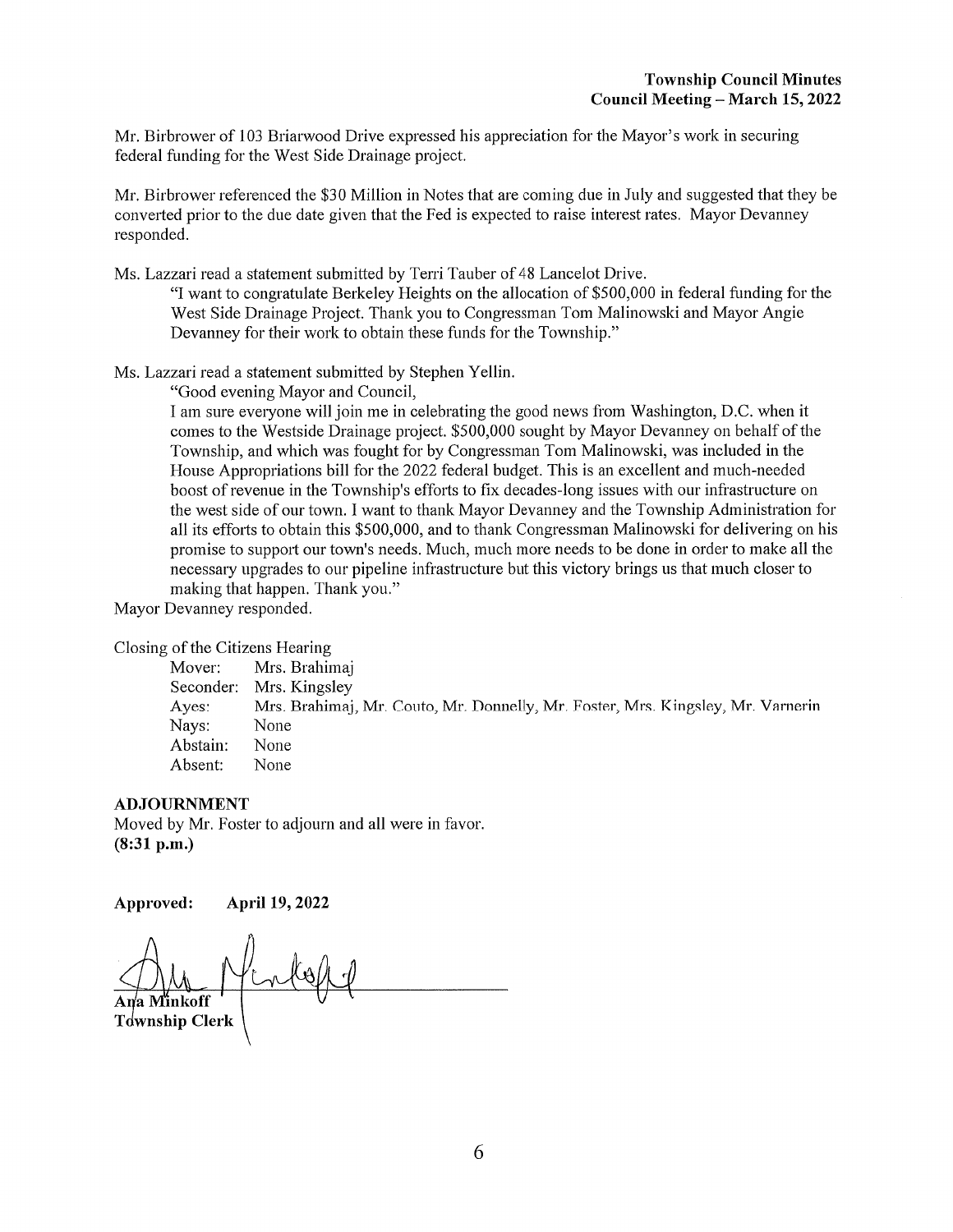Mr. Birbrower of 103 Briarwood Drive expressed his appreciation for the Mayor's work in securing federal funding for the West Side Drainage project.

Mr. Birbrower referenced the $30 Million in Notes that are coming due in July and suggested that they be converted prior to the due date given that the Fed is expected to raise interest rates. Mayor Devanney responded.

Ms. Lazzari read a statement submitted by Terri Tauber of 48 Lancelot Drive.

> "I want to congratulate Berkeley Heights on the allocation of $500,000 in federal funding for the West Side Drainage Project. Thank you to Congressman Tom Malinowski and Mayor Angie Devanney for their work to obtain these funds for the Township."

Ms. Lazzari read a statement submitted by Stephen Yellin.

> "Good evening Mayor and Council,
>
> I am sure everyone will join me in celebrating the good news from Washington, D.C. when it comes to the Westside Drainage project. $500,000 sought by Mayor Devanney on behalf of the Township, and which was fought for by Congressman Tom Malinowski, was included in the House Appropriations bill for the 2022 federal budget. This is an excellent and much-needed boost of revenue in the Township's efforts to fix decades-long issues with our infrastructure on the west side of our town. I want to thank Mayor Devanney and the Township Administration for all its efforts to obtain this $500,000, and to thank Congressman Malinowski for delivering on his promise to support our town's needs. Much, much more needs to be done in order to make all the necessary upgrades to our pipeline infrastructure but this victory brings us that much closer to making that happen. Thank you."

Mayor Devanney responded.

Closing of the Citizens Hearing

| | |
|---|---|
| Mover: | Mrs. Brahimaj |
| Seconder: | Mrs. Kingsley |
| Ayes: | Mrs. Brahimaj, Mr. Couto, Mr. Donnelly, Mr. Foster, Mrs. Kingsley, Mr. Varnerin |
| Nays: | None |
| Abstain: | None |
| Absent: | None |

**ADJOURNMENT**

Moved by Mr. Foster to adjourn and all were in favor.
**(8:31 p.m.)**

**Approved: April 19, 2022**

**Ana Minkoff**
**Township Clerk**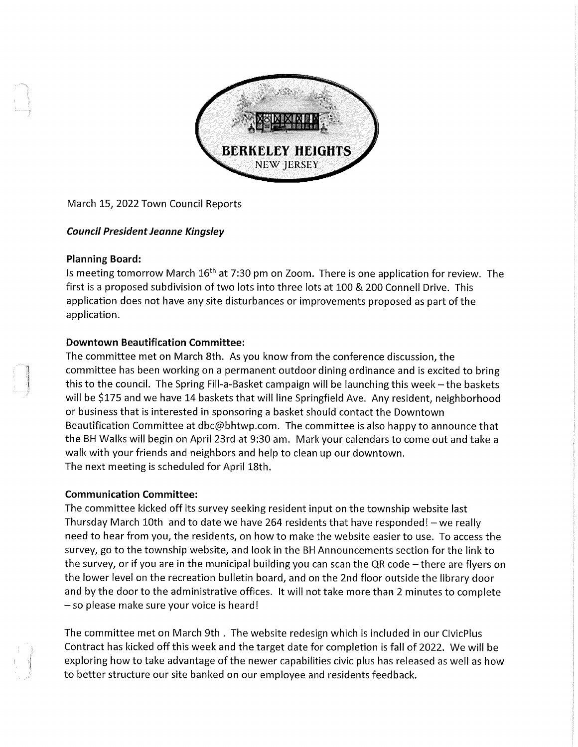March 15, 2022 Town Council Reports

***Council President Jeanne Kingsley***

**Planning Board:**

Is meeting tomorrow March 16th at 7:30 pm on Zoom. There is one application for review. The first is a proposed subdivision of two lots into three lots at 100 & 200 Connell Drive. This application does not have any site disturbances or improvements proposed as part of the application.

**Downtown Beautification Committee:**

The committee met on March 8th. As you know from the conference discussion, the committee has been working on a permanent outdoor dining ordinance and is excited to bring this to the council. The Spring Fill-a-Basket campaign will be launching this week – the baskets will be $175 and we have 14 baskets that will line Springfield Ave. Any resident, neighborhood or business that is interested in sponsoring a basket should contact the Downtown Beautification Committee at dbc@bhtwp.com. The committee is also happy to announce that the BH Walks will begin on April 23rd at 9:30 am. Mark your calendars to come out and take a walk with your friends and neighbors and help to clean up our downtown.
The next meeting is scheduled for April 18th.

**Communication Committee:**

The committee kicked off its survey seeking resident input on the township website last Thursday March 10th and to date we have 264 residents that have responded! – we really need to hear from you, the residents, on how to make the website easier to use. To access the survey, go to the township website, and look in the BH Announcements section for the link to the survey, or if you are in the municipal building you can scan the QR code – there are flyers on the lower level on the recreation bulletin board, and on the 2nd floor outside the library door and by the door to the administrative offices. It will not take more than 2 minutes to complete – so please make sure your voice is heard!

The committee met on March 9th . The website redesign which is included in our CivicPlus Contract has kicked off this week and the target date for completion is fall of 2022. We will be exploring how to take advantage of the newer capabilities civic plus has released as well as how to better structure our site banked on our employee and residents feedback.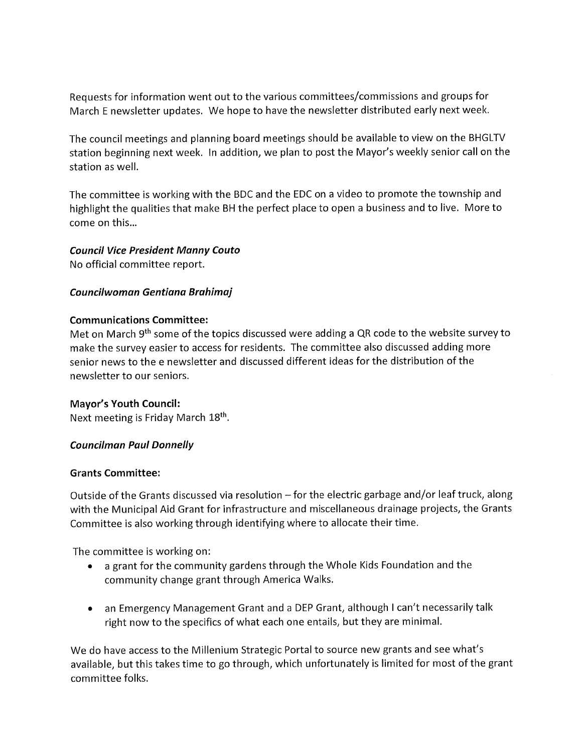Requests for information went out to the various committees/commissions and groups for March E newsletter updates. We hope to have the newsletter distributed early next week.

The council meetings and planning board meetings should be available to view on the BHGLTV station beginning next week. In addition, we plan to post the Mayor's weekly senior call on the station as well.

The committee is working with the BDC and the EDC on a video to promote the township and highlight the qualities that make BH the perfect place to open a business and to live. More to come on this...

***Council Vice President Manny Couto***

No official committee report.

***Councilwoman Gentiana Brahimaj***

**Communications Committee:**

Met on March 9th some of the topics discussed were adding a QR code to the website survey to make the survey easier to access for residents. The committee also discussed adding more senior news to the e newsletter and discussed different ideas for the distribution of the newsletter to our seniors.

**Mayor's Youth Council:**

Next meeting is Friday March 18th.

***Councilman Paul Donnelly***

**Grants Committee:**

Outside of the Grants discussed via resolution – for the electric garbage and/or leaf truck, along with the Municipal Aid Grant for infrastructure and miscellaneous drainage projects, the Grants Committee is also working through identifying where to allocate their time.

The committee is working on:

- a grant for the community gardens through the Whole Kids Foundation and the community change grant through America Walks.
- an Emergency Management Grant and a DEP Grant, although I can't necessarily talk right now to the specifics of what each one entails, but they are minimal.

We do have access to the Millenium Strategic Portal to source new grants and see what's available, but this takes time to go through, which unfortunately is limited for most of the grant committee folks.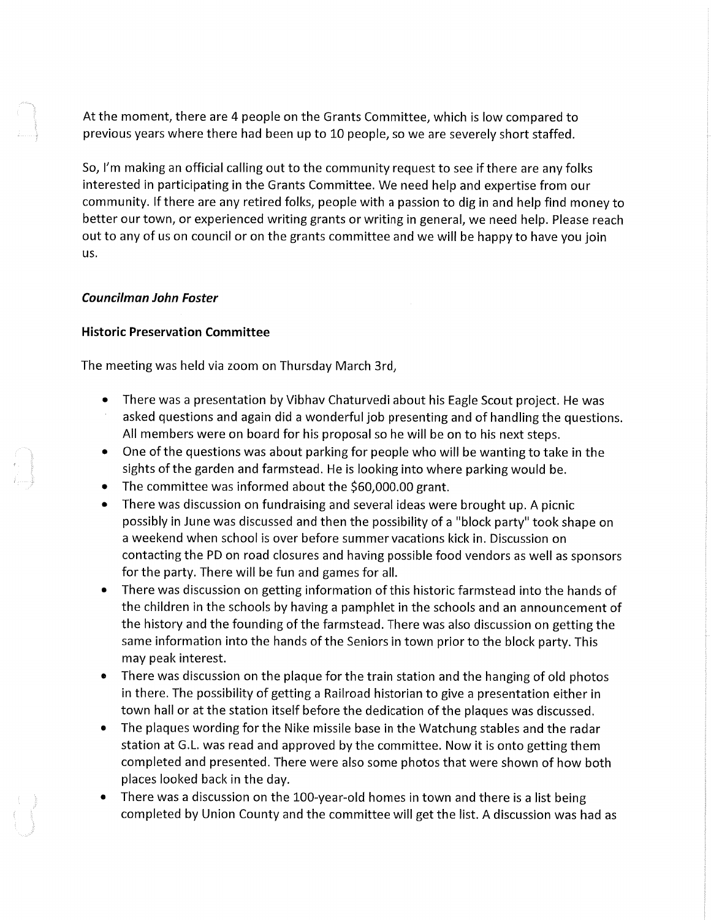At the moment, there are 4 people on the Grants Committee, which is low compared to previous years where there had been up to 10 people, so we are severely short staffed.

So, I'm making an official calling out to the community request to see if there are any folks interested in participating in the Grants Committee. We need help and expertise from our community. If there are any retired folks, people with a passion to dig in and help find money to better our town, or experienced writing grants or writing in general, we need help. Please reach out to any of us on council or on the grants committee and we will be happy to have you join us.

***Councilman John Foster***

**Historic Preservation Committee**

The meeting was held via zoom on Thursday March 3rd,

- There was a presentation by Vibhav Chaturvedi about his Eagle Scout project. He was asked questions and again did a wonderful job presenting and of handling the questions. All members were on board for his proposal so he will be on to his next steps.
- One of the questions was about parking for people who will be wanting to take in the sights of the garden and farmstead. He is looking into where parking would be.
- The committee was informed about the $60,000.00 grant.
- There was discussion on fundraising and several ideas were brought up. A picnic possibly in June was discussed and then the possibility of a "block party" took shape on a weekend when school is over before summer vacations kick in. Discussion on contacting the PD on road closures and having possible food vendors as well as sponsors for the party. There will be fun and games for all.
- There was discussion on getting information of this historic farmstead into the hands of the children in the schools by having a pamphlet in the schools and an announcement of the history and the founding of the farmstead. There was also discussion on getting the same information into the hands of the Seniors in town prior to the block party. This may peak interest.
- There was discussion on the plaque for the train station and the hanging of old photos in there. The possibility of getting a Railroad historian to give a presentation either in town hall or at the station itself before the dedication of the plaques was discussed.
- The plaques wording for the Nike missile base in the Watchung stables and the radar station at G.L. was read and approved by the committee. Now it is onto getting them completed and presented. There were also some photos that were shown of how both places looked back in the day.
- There was a discussion on the 100-year-old homes in town and there is a list being completed by Union County and the committee will get the list. A discussion was had as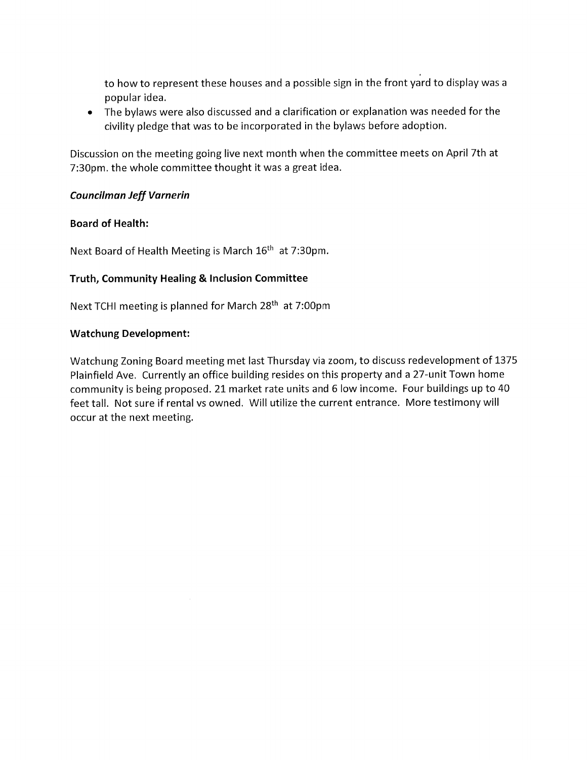to how to represent these houses and a possible sign in the front yard to display was a popular idea.

- The bylaws were also discussed and a clarification or explanation was needed for the civility pledge that was to be incorporated in the bylaws before adoption.

Discussion on the meeting going live next month when the committee meets on April 7th at 7:30pm. the whole committee thought it was a great idea.

***Councilman Jeff Varnerin***

**Board of Health:**

Next Board of Health Meeting is March 16th at 7:30pm.

**Truth, Community Healing & Inclusion Committee**

Next TCHI meeting is planned for March 28th at 7:00pm

**Watchung Development:**

Watchung Zoning Board meeting met last Thursday via zoom, to discuss redevelopment of 1375 Plainfield Ave. Currently an office building resides on this property and a 27-unit Town home community is being proposed. 21 market rate units and 6 low income. Four buildings up to 40 feet tall. Not sure if rental vs owned. Will utilize the current entrance. More testimony will occur at the next meeting.